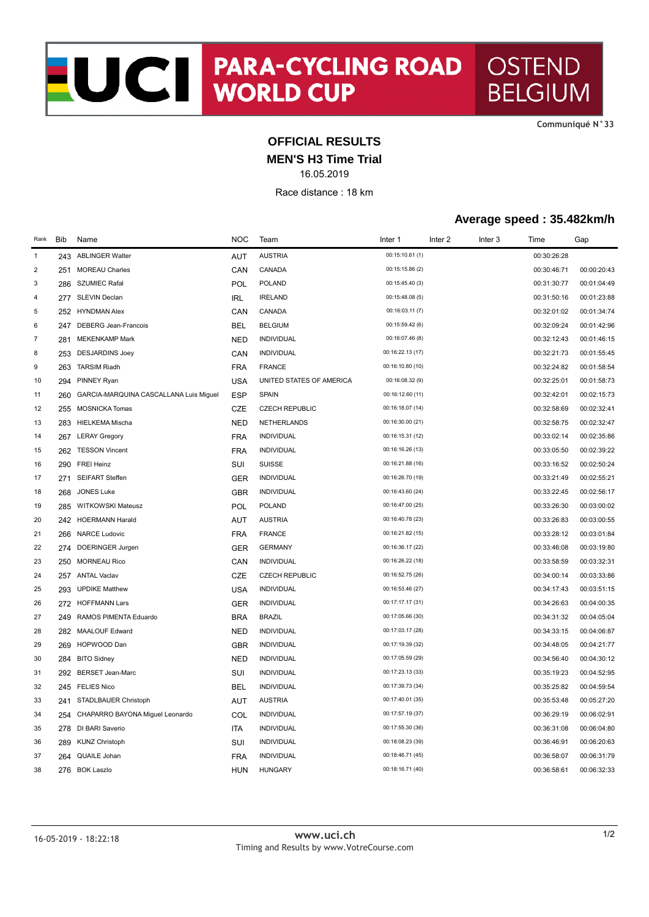# UCI PARA-CYCLING ROAD WORLD CUP OSTEND BELGIUM

Communiqué N°33

## OFFICIAL RESULTS
## MEN'S H3 Time Trial

16.05.2019

Race distance : 18 km

### Average speed : 35.482km/h

| Rank | Bib | Name | NOC | Team | Inter 1 | Inter 2 | Inter 3 | Time | Gap |
|---|---|---|---|---|---|---|---|---|---|
| 1 | 243 | ABLINGER Walter | AUT | AUSTRIA | 00:15:10.61 (1) | | | 00:30:26:28 | |
| 2 | 251 | MOREAU Charles | CAN | CANADA | 00:15:15.86 (2) | | | 00:30:46:71 | 00:00:20:43 |
| 3 | 286 | SZUMIEC Rafal | POL | POLAND | 00:15:45.40 (3) | | | 00:31:30:77 | 00:01:04:49 |
| 4 | 277 | SLEVIN Declan | IRL | IRELAND | 00:15:48.08 (5) | | | 00:31:50:16 | 00:01:23:88 |
| 5 | 252 | HYNDMAN Alex | CAN | CANADA | 00:16:03.11 (7) | | | 00:32:01:02 | 00:01:34:74 |
| 6 | 247 | DEBERG Jean-Francois | BEL | BELGIUM | 00:15:59.42 (6) | | | 00:32:09:24 | 00:01:42:96 |
| 7 | 281 | MEKENKAMP Mark | NED | INDIVIDUAL | 00:16:07.46 (8) | | | 00:32:12:43 | 00:01:46:15 |
| 8 | 253 | DESJARDINS Joey | CAN | INDIVIDUAL | 00:16:22.13 (17) | | | 00:32:21:73 | 00:01:55:45 |
| 9 | 263 | TARSIM Riadh | FRA | FRANCE | 00:16:10.80 (10) | | | 00:32:24:82 | 00:01:58:54 |
| 10 | 294 | PINNEY Ryan | USA | UNITED STATES OF AMERICA | 00:16:08.32 (9) | | | 00:32:25:01 | 00:01:58:73 |
| 11 | 260 | GARCIA-MARQUINA CASCALLANA Luis Miguel | ESP | SPAIN | 00:16:12.60 (11) | | | 00:32:42:01 | 00:02:15:73 |
| 12 | 255 | MOSNICKA Tomas | CZE | CZECH REPUBLIC | 00:16:18.07 (14) | | | 00:32:58:69 | 00:02:32:41 |
| 13 | 283 | HIELKEMA Mischa | NED | NETHERLANDS | 00:16:30.00 (21) | | | 00:32:58:75 | 00:02:32:47 |
| 14 | 267 | LERAY Gregory | FRA | INDIVIDUAL | 00:16:15.31 (12) | | | 00:33:02:14 | 00:02:35:86 |
| 15 | 262 | TESSON Vincent | FRA | INDIVIDUAL | 00:16:16.26 (13) | | | 00:33:05:50 | 00:02:39:22 |
| 16 | 290 | FREI Heinz | SUI | SUISSE | 00:16:21.88 (16) | | | 00:33:16:52 | 00:02:50:24 |
| 17 | 271 | SEIFART Steffen | GER | INDIVIDUAL | 00:16:26.70 (19) | | | 00:33:21:49 | 00:02:55:21 |
| 18 | 268 | JONES Luke | GBR | INDIVIDUAL | 00:16:43.60 (24) | | | 00:33:22:45 | 00:02:56:17 |
| 19 | 285 | WITKOWSKI Mateusz | POL | POLAND | 00:16:47.00 (25) | | | 00:33:26:30 | 00:03:00:02 |
| 20 | 242 | HOERMANN Harald | AUT | AUSTRIA | 00:16:40.78 (23) | | | 00:33:26:83 | 00:03:00:55 |
| 21 | 266 | NARCE Ludovic | FRA | FRANCE | 00:16:21.82 (15) | | | 00:33:28:12 | 00:03:01:84 |
| 22 | 274 | DOERINGER Jurgen | GER | GERMANY | 00:16:36.17 (22) | | | 00:33:46:08 | 00:03:19:80 |
| 23 | 250 | MORNEAU Rico | CAN | INDIVIDUAL | 00:16:26.22 (18) | | | 00:33:58:59 | 00:03:32:31 |
| 24 | 257 | ANTAL Vaclav | CZE | CZECH REPUBLIC | 00:16:52.75 (26) | | | 00:34:00:14 | 00:03:33:86 |
| 25 | 293 | UPDIKE Matthew | USA | INDIVIDUAL | 00:16:53.46 (27) | | | 00:34:17:43 | 00:03:51:15 |
| 26 | 272 | HOFFMANN Lars | GER | INDIVIDUAL | 00:17:17.17 (31) | | | 00:34:26:63 | 00:04:00:35 |
| 27 | 249 | RAMOS PIMENTA Eduardo | BRA | BRAZIL | 00:17:05.66 (30) | | | 00:34:31:32 | 00:04:05:04 |
| 28 | 282 | MAALOUF Edward | NED | INDIVIDUAL | 00:17:03.17 (28) | | | 00:34:33:15 | 00:04:06:87 |
| 29 | 269 | HOPWOOD Dan | GBR | INDIVIDUAL | 00:17:19.39 (32) | | | 00:34:48:05 | 00:04:21:77 |
| 30 | 284 | BITO Sidney | NED | INDIVIDUAL | 00:17:05.59 (29) | | | 00:34:56:40 | 00:04:30:12 |
| 31 | 292 | BERSET Jean-Marc | SUI | INDIVIDUAL | 00:17:23.13 (33) | | | 00:35:19:23 | 00:04:52:95 |
| 32 | 245 | FELIES Nico | BEL | INDIVIDUAL | 00:17:39.73 (34) | | | 00:35:25:82 | 00:04:59:54 |
| 33 | 241 | STADLBAUER Christoph | AUT | AUSTRIA | 00:17:40.01 (35) | | | 00:35:53:48 | 00:05:27:20 |
| 34 | 254 | CHAPARRO BAYONA Miguel Leonardo | COL | INDIVIDUAL | 00:17:57.19 (37) | | | 00:36:29:19 | 00:06:02:91 |
| 35 | 278 | DI BARI Saverio | ITA | INDIVIDUAL | 00:17:55.30 (36) | | | 00:36:31:08 | 00:06:04:80 |
| 36 | 289 | KUNZ Christoph | SUI | INDIVIDUAL | 00:18:08.23 (39) | | | 00:36:46:91 | 00:06:20:63 |
| 37 | 264 | QUAILE Johan | FRA | INDIVIDUAL | 00:18:46.71 (45) | | | 00:36:58:07 | 00:06:31:79 |
| 38 | 276 | BOK Laszlo | HUN | HUNGARY | 00:18:16.71 (40) | | | 00:36:58:61 | 00:06:32:33 |

16-05-2019 - 18:22:18

www.uci.ch
Timing and Results by www.VotreCourse.com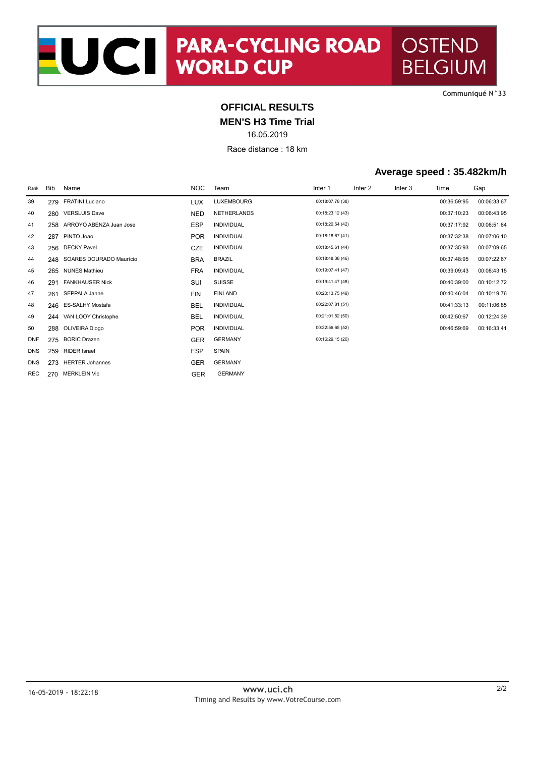# UCI PARA-CYCLING ROAD WORLD CUP — OSTEND BELGIUM

Communiqué N°33

## OFFICIAL RESULTS

## MEN'S H3 Time Trial

16.05.2019

Race distance : 18 km

### Average speed : 35.482km/h

| Rank | Bib | Name | NOC | Team | Inter 1 | Inter 2 | Inter 3 | Time | Gap |
|---|---|---|---|---|---|---|---|---|---|
| 39 | 279 | FRATINI Luciano | LUX | LUXEMBOURG | 00:18:07.78 (38) | | | 00:36:59:95 | 00:06:33:67 |
| 40 | 280 | VERSLUIS Dave | NED | NETHERLANDS | 00:18:23.12 (43) | | | 00:37:10:23 | 00:06:43:95 |
| 41 | 258 | ARROYO ABENZA Juan Jose | ESP | INDIVIDUAL | 00:18:20.54 (42) | | | 00:37:17:92 | 00:06:51:64 |
| 42 | 287 | PINTO Joao | POR | INDIVIDUAL | 00:18:18.67 (41) | | | 00:37:32:38 | 00:07:06:10 |
| 43 | 256 | DECKY Pavel | CZE | INDIVIDUAL | 00:18:45.61 (44) | | | 00:37:35:93 | 00:07:09:65 |
| 44 | 248 | SOARES DOURADO Maurício | BRA | BRAZIL | 00:18:48.38 (46) | | | 00:37:48:95 | 00:07:22:67 |
| 45 | 265 | NUNES Mathieu | FRA | INDIVIDUAL | 00:19:07.41 (47) | | | 00:39:09:43 | 00:08:43:15 |
| 46 | 291 | FANKHAUSER Nick | SUI | SUISSE | 00:19:41.47 (48) | | | 00:40:39:00 | 00:10:12:72 |
| 47 | 261 | SEPPALA Janne | FIN | FINLAND | 00:20:13.75 (49) | | | 00:40:46:04 | 00:10:19:76 |
| 48 | 246 | ES-SALHY Mostafa | BEL | INDIVIDUAL | 00:22:07.81 (51) | | | 00:41:33:13 | 00:11:06:85 |
| 49 | 244 | VAN LOOY Christophe | BEL | INDIVIDUAL | 00:21:01.52 (50) | | | 00:42:50:67 | 00:12:24:39 |
| 50 | 288 | OLIVEIRA Diogo | POR | INDIVIDUAL | 00:22:56.65 (52) | | | 00:46:59:69 | 00:16:33:41 |
| DNF | 275 | BORIC Drazen | GER | GERMANY | 00:16:29.15 (20) | | | | |
| DNS | 259 | RIDER Israel | ESP | SPAIN | | | | | |
| DNS | 273 | HERTER Johannes | GER | GERMANY | | | | | |
| REC | 270 | MERKLEIN Vic | GER | GERMANY | | | | | |

16-05-2019 - 18:22:18

www.uci.ch

Timing and Results by www.VotreCourse.com